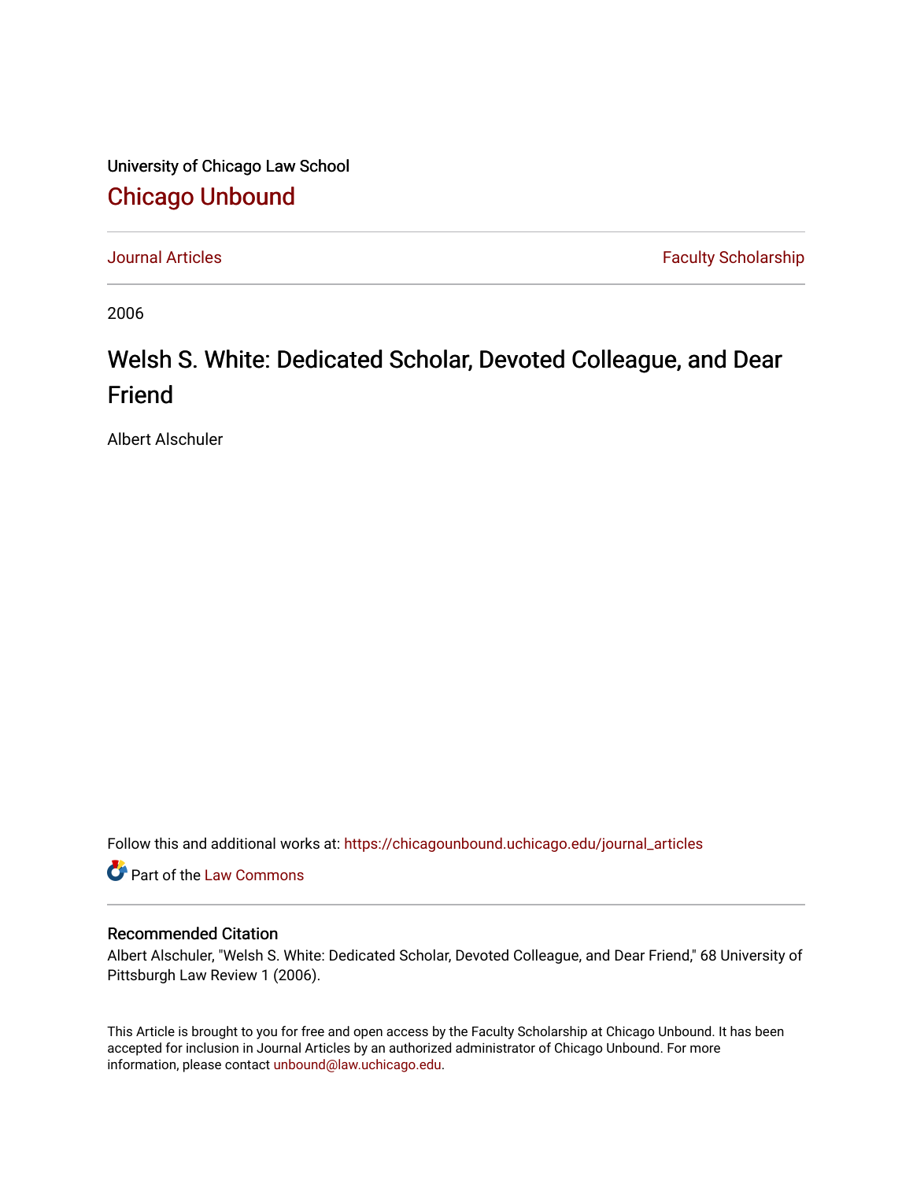University of Chicago Law School

# Chicago Unbound

Journal Articles | Faculty Scholarship

2006

# Welsh S. White: Dedicated Scholar, Devoted Colleague, and Dear Friend

Albert Alschuler

Follow this and additional works at: https://chicagounbound.uchicago.edu/journal_articles

Part of the Law Commons

## Recommended Citation

Albert Alschuler, "Welsh S. White: Dedicated Scholar, Devoted Colleague, and Dear Friend," 68 University of Pittsburgh Law Review 1 (2006).

This Article is brought to you for free and open access by the Faculty Scholarship at Chicago Unbound. It has been accepted for inclusion in Journal Articles by an authorized administrator of Chicago Unbound. For more information, please contact unbound@law.uchicago.edu.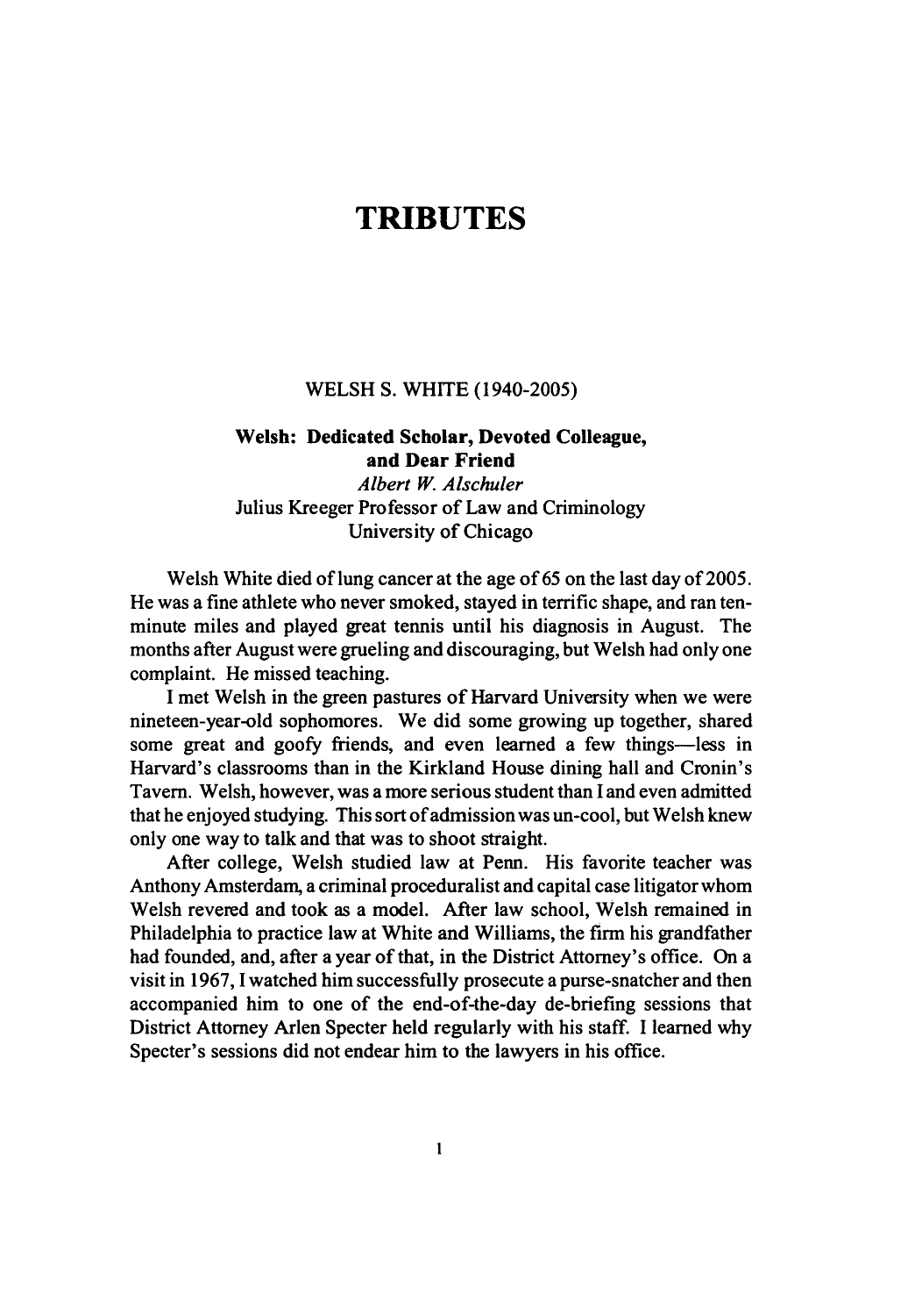# TRIBUTES

WELSH S. WHITE (1940-2005)

## Welsh: Dedicated Scholar, Devoted Colleague, and Dear Friend

*Albert W. Alschuler*
Julius Kreeger Professor of Law and Criminology
University of Chicago

Welsh White died of lung cancer at the age of 65 on the last day of 2005. He was a fine athlete who never smoked, stayed in terrific shape, and ran ten-minute miles and played great tennis until his diagnosis in August. The months after August were grueling and discouraging, but Welsh had only one complaint. He missed teaching.

I met Welsh in the green pastures of Harvard University when we were nineteen-year-old sophomores. We did some growing up together, shared some great and goofy friends, and even learned a few things—less in Harvard's classrooms than in the Kirkland House dining hall and Cronin's Tavern. Welsh, however, was a more serious student than I and even admitted that he enjoyed studying. This sort of admission was un-cool, but Welsh knew only one way to talk and that was to shoot straight.

After college, Welsh studied law at Penn. His favorite teacher was Anthony Amsterdam, a criminal proceduralist and capital case litigator whom Welsh revered and took as a model. After law school, Welsh remained in Philadelphia to practice law at White and Williams, the firm his grandfather had founded, and, after a year of that, in the District Attorney's office. On a visit in 1967, I watched him successfully prosecute a purse-snatcher and then accompanied him to one of the end-of-the-day de-briefing sessions that District Attorney Arlen Specter held regularly with his staff. I learned why Specter's sessions did not endear him to the lawyers in his office.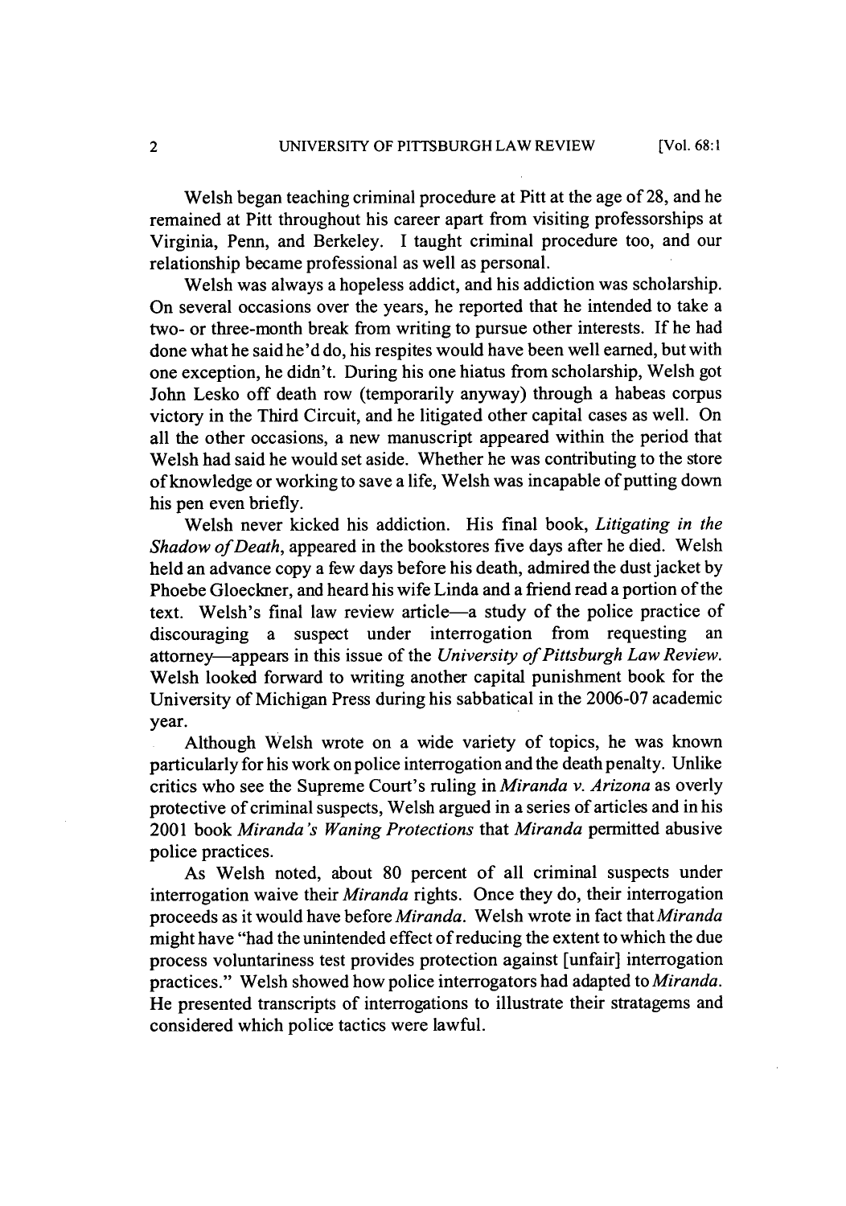Welsh began teaching criminal procedure at Pitt at the age of 28, and he remained at Pitt throughout his career apart from visiting professorships at Virginia, Penn, and Berkeley. I taught criminal procedure too, and our relationship became professional as well as personal.

Welsh was always a hopeless addict, and his addiction was scholarship. On several occasions over the years, he reported that he intended to take a two- or three-month break from writing to pursue other interests. If he had done what he said he'd do, his respites would have been well earned, but with one exception, he didn't. During his one hiatus from scholarship, Welsh got John Lesko off death row (temporarily anyway) through a habeas corpus victory in the Third Circuit, and he litigated other capital cases as well. On all the other occasions, a new manuscript appeared within the period that Welsh had said he would set aside. Whether he was contributing to the store of knowledge or working to save a life, Welsh was incapable of putting down his pen even briefly.

Welsh never kicked his addiction. His final book, *Litigating in the Shadow of Death*, appeared in the bookstores five days after he died. Welsh held an advance copy a few days before his death, admired the dust jacket by Phoebe Gloeckner, and heard his wife Linda and a friend read a portion of the text. Welsh's final law review article—a study of the police practice of discouraging a suspect under interrogation from requesting an attorney—appears in this issue of the *University of Pittsburgh Law Review*. Welsh looked forward to writing another capital punishment book for the University of Michigan Press during his sabbatical in the 2006-07 academic year.

Although Welsh wrote on a wide variety of topics, he was known particularly for his work on police interrogation and the death penalty. Unlike critics who see the Supreme Court's ruling in *Miranda v. Arizona* as overly protective of criminal suspects, Welsh argued in a series of articles and in his 2001 book *Miranda's Waning Protections* that *Miranda* permitted abusive police practices.

As Welsh noted, about 80 percent of all criminal suspects under interrogation waive their *Miranda* rights. Once they do, their interrogation proceeds as it would have before *Miranda*. Welsh wrote in fact that *Miranda* might have "had the unintended effect of reducing the extent to which the due process voluntariness test provides protection against [unfair] interrogation practices." Welsh showed how police interrogators had adapted to *Miranda*. He presented transcripts of interrogations to illustrate their stratagems and considered which police tactics were lawful.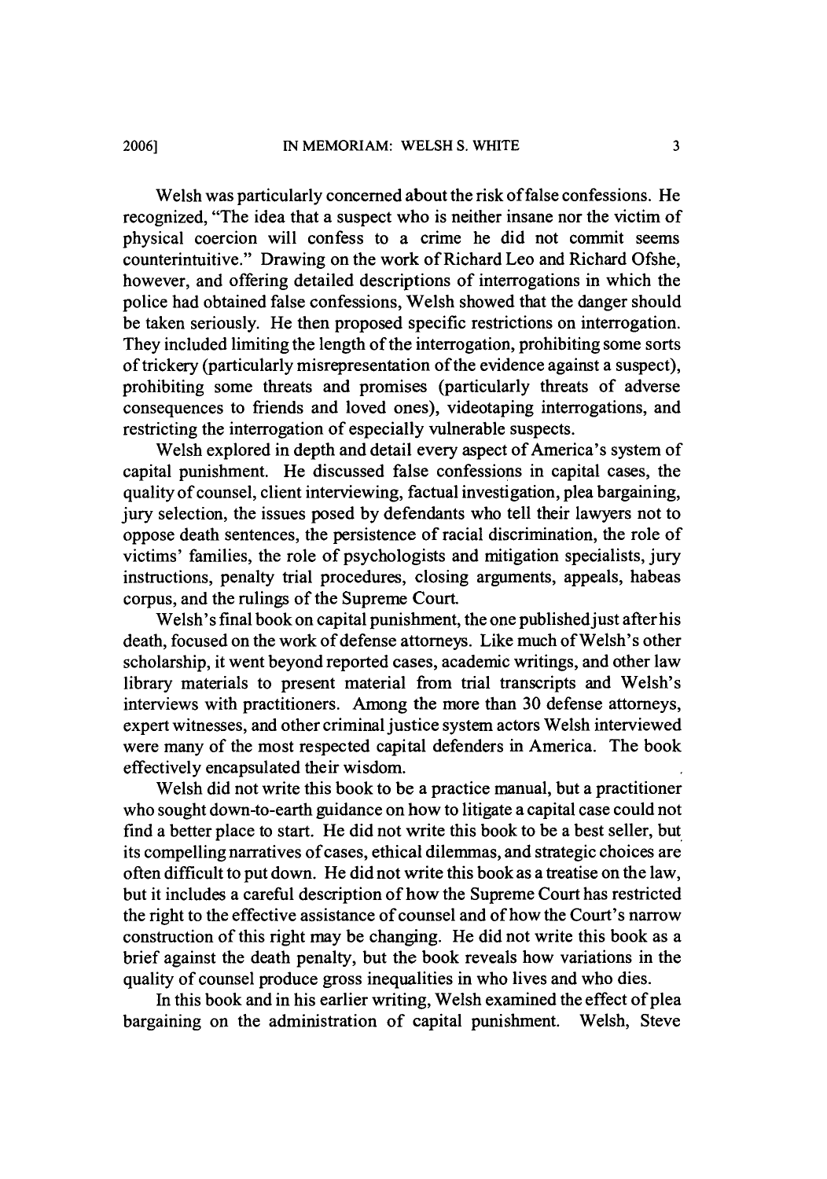Welsh was particularly concerned about the risk of false confessions. He recognized, "The idea that a suspect who is neither insane nor the victim of physical coercion will confess to a crime he did not commit seems counterintuitive." Drawing on the work of Richard Leo and Richard Ofshe, however, and offering detailed descriptions of interrogations in which the police had obtained false confessions, Welsh showed that the danger should be taken seriously. He then proposed specific restrictions on interrogation. They included limiting the length of the interrogation, prohibiting some sorts of trickery (particularly misrepresentation of the evidence against a suspect), prohibiting some threats and promises (particularly threats of adverse consequences to friends and loved ones), videotaping interrogations, and restricting the interrogation of especially vulnerable suspects.

Welsh explored in depth and detail every aspect of America's system of capital punishment. He discussed false confessions in capital cases, the quality of counsel, client interviewing, factual investigation, plea bargaining, jury selection, the issues posed by defendants who tell their lawyers not to oppose death sentences, the persistence of racial discrimination, the role of victims' families, the role of psychologists and mitigation specialists, jury instructions, penalty trial procedures, closing arguments, appeals, habeas corpus, and the rulings of the Supreme Court.

Welsh's final book on capital punishment, the one published just after his death, focused on the work of defense attorneys. Like much of Welsh's other scholarship, it went beyond reported cases, academic writings, and other law library materials to present material from trial transcripts and Welsh's interviews with practitioners. Among the more than 30 defense attorneys, expert witnesses, and other criminal justice system actors Welsh interviewed were many of the most respected capital defenders in America. The book effectively encapsulated their wisdom.

Welsh did not write this book to be a practice manual, but a practitioner who sought down-to-earth guidance on how to litigate a capital case could not find a better place to start. He did not write this book to be a best seller, but its compelling narratives of cases, ethical dilemmas, and strategic choices are often difficult to put down. He did not write this book as a treatise on the law, but it includes a careful description of how the Supreme Court has restricted the right to the effective assistance of counsel and of how the Court's narrow construction of this right may be changing. He did not write this book as a brief against the death penalty, but the book reveals how variations in the quality of counsel produce gross inequalities in who lives and who dies.

In this book and in his earlier writing, Welsh examined the effect of plea bargaining on the administration of capital punishment. Welsh, Steve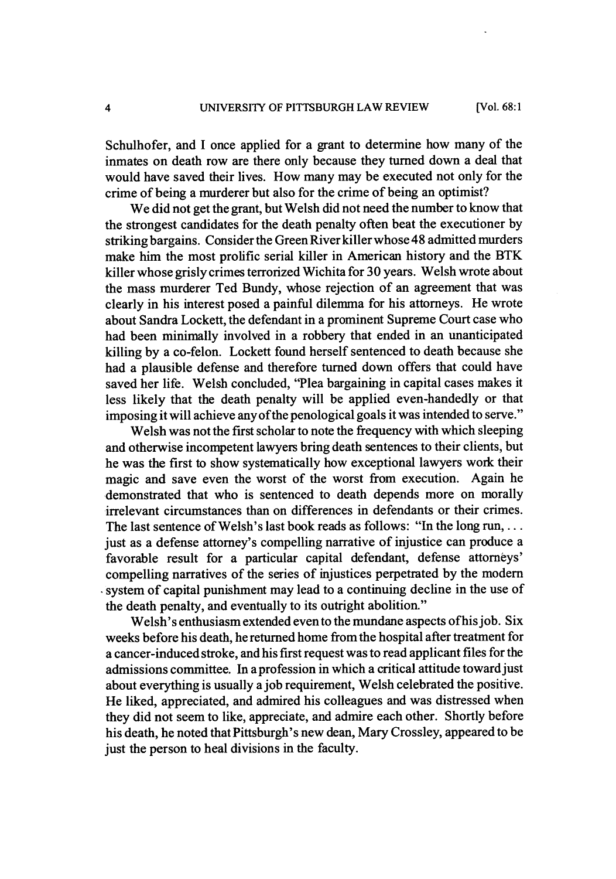Schulhofer, and I once applied for a grant to determine how many of the inmates on death row are there only because they turned down a deal that would have saved their lives. How many may be executed not only for the crime of being a murderer but also for the crime of being an optimist?

We did not get the grant, but Welsh did not need the number to know that the strongest candidates for the death penalty often beat the executioner by striking bargains. Consider the Green River killer whose 48 admitted murders make him the most prolific serial killer in American history and the BTK killer whose grisly crimes terrorized Wichita for 30 years. Welsh wrote about the mass murderer Ted Bundy, whose rejection of an agreement that was clearly in his interest posed a painful dilemma for his attorneys. He wrote about Sandra Lockett, the defendant in a prominent Supreme Court case who had been minimally involved in a robbery that ended in an unanticipated killing by a co-felon. Lockett found herself sentenced to death because she had a plausible defense and therefore turned down offers that could have saved her life. Welsh concluded, "Plea bargaining in capital cases makes it less likely that the death penalty will be applied even-handedly or that imposing it will achieve any of the penological goals it was intended to serve."

Welsh was not the first scholar to note the frequency with which sleeping and otherwise incompetent lawyers bring death sentences to their clients, but he was the first to show systematically how exceptional lawyers work their magic and save even the worst of the worst from execution. Again he demonstrated that who is sentenced to death depends more on morally irrelevant circumstances than on differences in defendants or their crimes. The last sentence of Welsh's last book reads as follows: "In the long run, . . . just as a defense attorney's compelling narrative of injustice can produce a favorable result for a particular capital defendant, defense attorneys' compelling narratives of the series of injustices perpetrated by the modern system of capital punishment may lead to a continuing decline in the use of the death penalty, and eventually to its outright abolition."

Welsh's enthusiasm extended even to the mundane aspects of his job. Six weeks before his death, he returned home from the hospital after treatment for a cancer-induced stroke, and his first request was to read applicant files for the admissions committee. In a profession in which a critical attitude toward just about everything is usually a job requirement, Welsh celebrated the positive. He liked, appreciated, and admired his colleagues and was distressed when they did not seem to like, appreciate, and admire each other. Shortly before his death, he noted that Pittsburgh's new dean, Mary Crossley, appeared to be just the person to heal divisions in the faculty.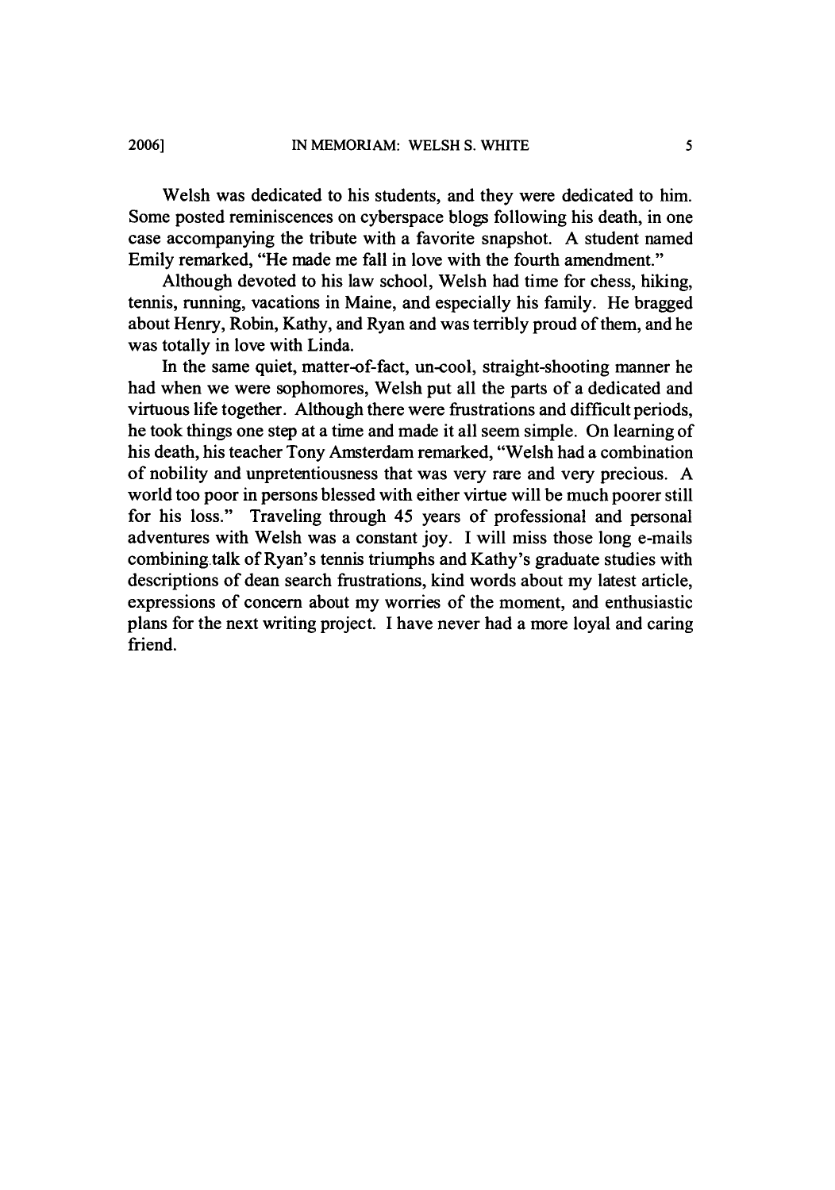Welsh was dedicated to his students, and they were dedicated to him. Some posted reminiscences on cyberspace blogs following his death, in one case accompanying the tribute with a favorite snapshot. A student named Emily remarked, "He made me fall in love with the fourth amendment."

Although devoted to his law school, Welsh had time for chess, hiking, tennis, running, vacations in Maine, and especially his family. He bragged about Henry, Robin, Kathy, and Ryan and was terribly proud of them, and he was totally in love with Linda.

In the same quiet, matter-of-fact, un-cool, straight-shooting manner he had when we were sophomores, Welsh put all the parts of a dedicated and virtuous life together. Although there were frustrations and difficult periods, he took things one step at a time and made it all seem simple. On learning of his death, his teacher Tony Amsterdam remarked, "Welsh had a combination of nobility and unpretentiousness that was very rare and very precious. A world too poor in persons blessed with either virtue will be much poorer still for his loss." Traveling through 45 years of professional and personal adventures with Welsh was a constant joy. I will miss those long e-mails combining talk of Ryan's tennis triumphs and Kathy's graduate studies with descriptions of dean search frustrations, kind words about my latest article, expressions of concern about my worries of the moment, and enthusiastic plans for the next writing project. I have never had a more loyal and caring friend.